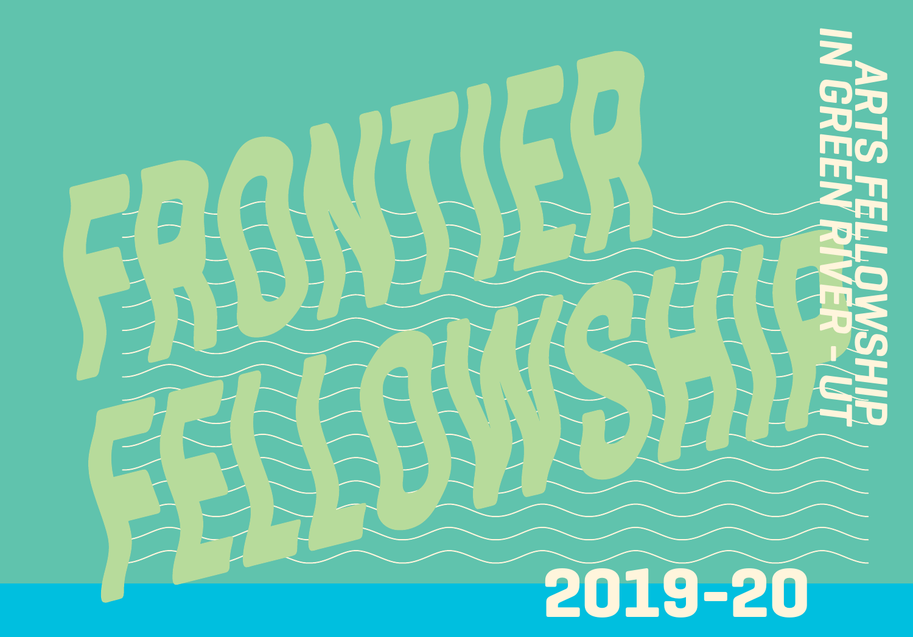# FRONTIER FELLOWSHIP

ARTS FELLOWSHIP IN GREEN RIVER - UT

2019-20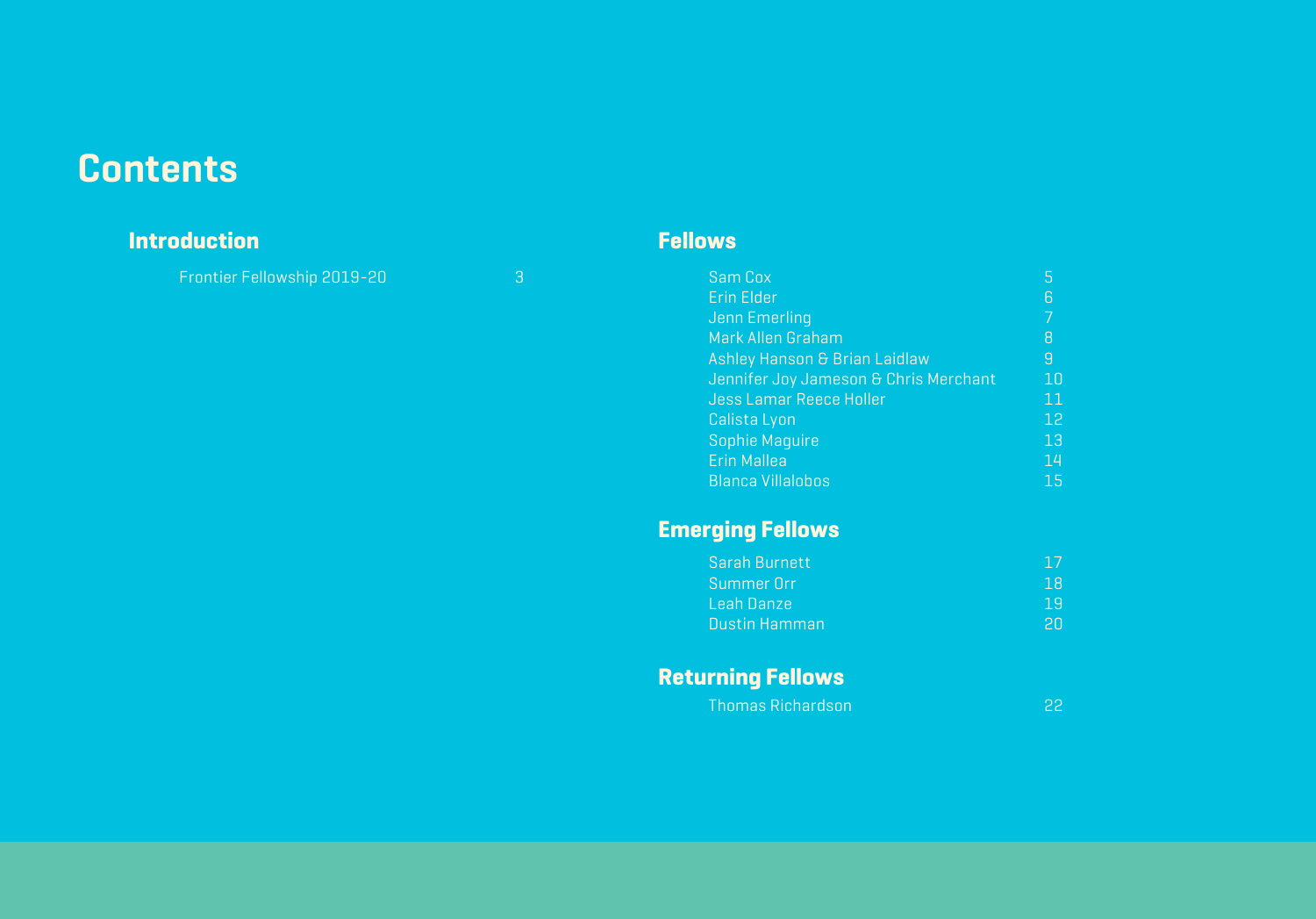# Contents

## Introduction

| | |
|---|---|
| Frontier Fellowship 2019-20 | 3 |

## Fellows

| | |
|---|---|
| Sam Cox | 5 |
| Erin Elder | 6 |
| Jenn Emerling | 7 |
| Mark Allen Graham | 8 |
| Ashley Hanson & Brian Laidlaw | 9 |
| Jennifer Joy Jameson & Chris Merchant | 10 |
| Jess Lamar Reece Holler | 11 |
| Calista Lyon | 12 |
| Sophie Maguire | 13 |
| Erin Mallea | 14 |
| Blanca Villalobos | 15 |

## Emerging Fellows

| | |
|---|---|
| Sarah Burnett | 17 |
| Summer Orr | 18 |
| Leah Danze | 19 |
| Dustin Hamman | 20 |

## Returning Fellows

| | |
|---|---|
| Thomas Richardson | 22 |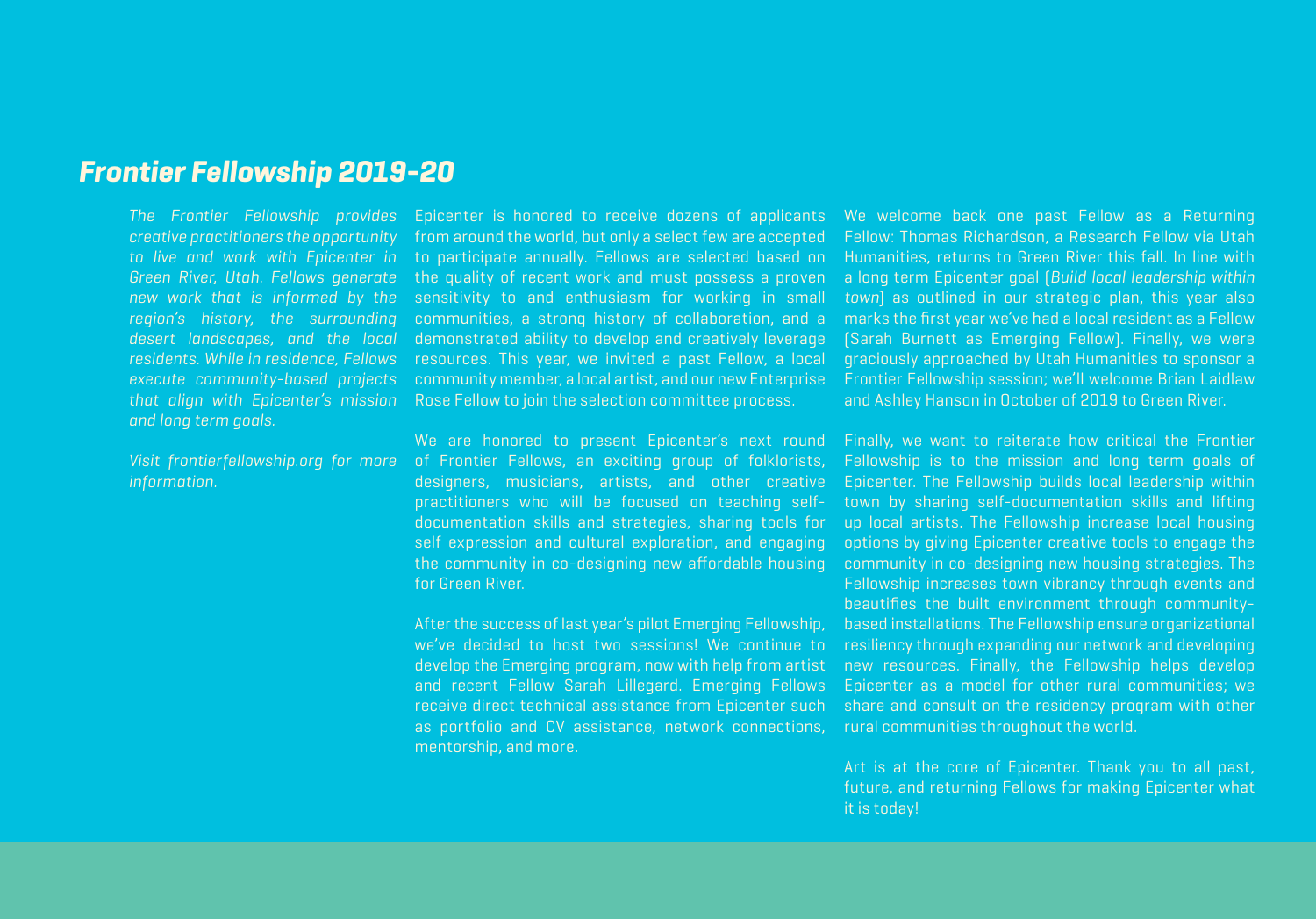## *Frontier Fellowship 2019-20*

*The Frontier Fellowship provides creative practitioners the opportunity to live and work with Epicenter in Green River, Utah. Fellows generate new work that is informed by the region's history, the surrounding desert landscapes, and the local residents. While in residence, Fellows execute community-based projects that align with Epicenter's mission and long term goals.*

*Visit frontierfellowship.org for more information.*

Epicenter is honored to receive dozens of applicants from around the world, but only a select few are accepted to participate annually. Fellows are selected based on the quality of recent work and must possess a proven sensitivity to and enthusiasm for working in small communities, a strong history of collaboration, and a demonstrated ability to develop and creatively leverage resources. This year, we invited a past Fellow, a local community member, a local artist, and our new Enterprise Rose Fellow to join the selection committee process.

We are honored to present Epicenter's next round of Frontier Fellows, an exciting group of folklorists, designers, musicians, artists, and other creative practitioners who will be focused on teaching self-documentation skills and strategies, sharing tools for self expression and cultural exploration, and engaging the community in co-designing new affordable housing for Green River.

After the success of last year's pilot Emerging Fellowship, we've decided to host two sessions! We continue to develop the Emerging program, now with help from artist and recent Fellow Sarah Lillegard. Emerging Fellows receive direct technical assistance from Epicenter such as portfolio and CV assistance, network connections, mentorship, and more.

We welcome back one past Fellow as a Returning Fellow: Thomas Richardson, a Research Fellow via Utah Humanities, returns to Green River this fall. In line with a long term Epicenter goal (*Build local leadership within town*) as outlined in our strategic plan, this year also marks the first year we've had a local resident as a Fellow (Sarah Burnett as Emerging Fellow). Finally, we were graciously approached by Utah Humanities to sponsor a Frontier Fellowship session; we'll welcome Brian Laidlaw and Ashley Hanson in October of 2019 to Green River.

Finally, we want to reiterate how critical the Frontier Fellowship is to the mission and long term goals of Epicenter. The Fellowship builds local leadership within town by sharing self-documentation skills and lifting up local artists. The Fellowship increase local housing options by giving Epicenter creative tools to engage the community in co-designing new housing strategies. The Fellowship increases town vibrancy through events and beautifies the built environment through community-based installations. The Fellowship ensure organizational resiliency through expanding our network and developing new resources. Finally, the Fellowship helps develop Epicenter as a model for other rural communities; we share and consult on the residency program with other rural communities throughout the world.

Art is at the core of Epicenter. Thank you to all past, future, and returning Fellows for making Epicenter what it is today!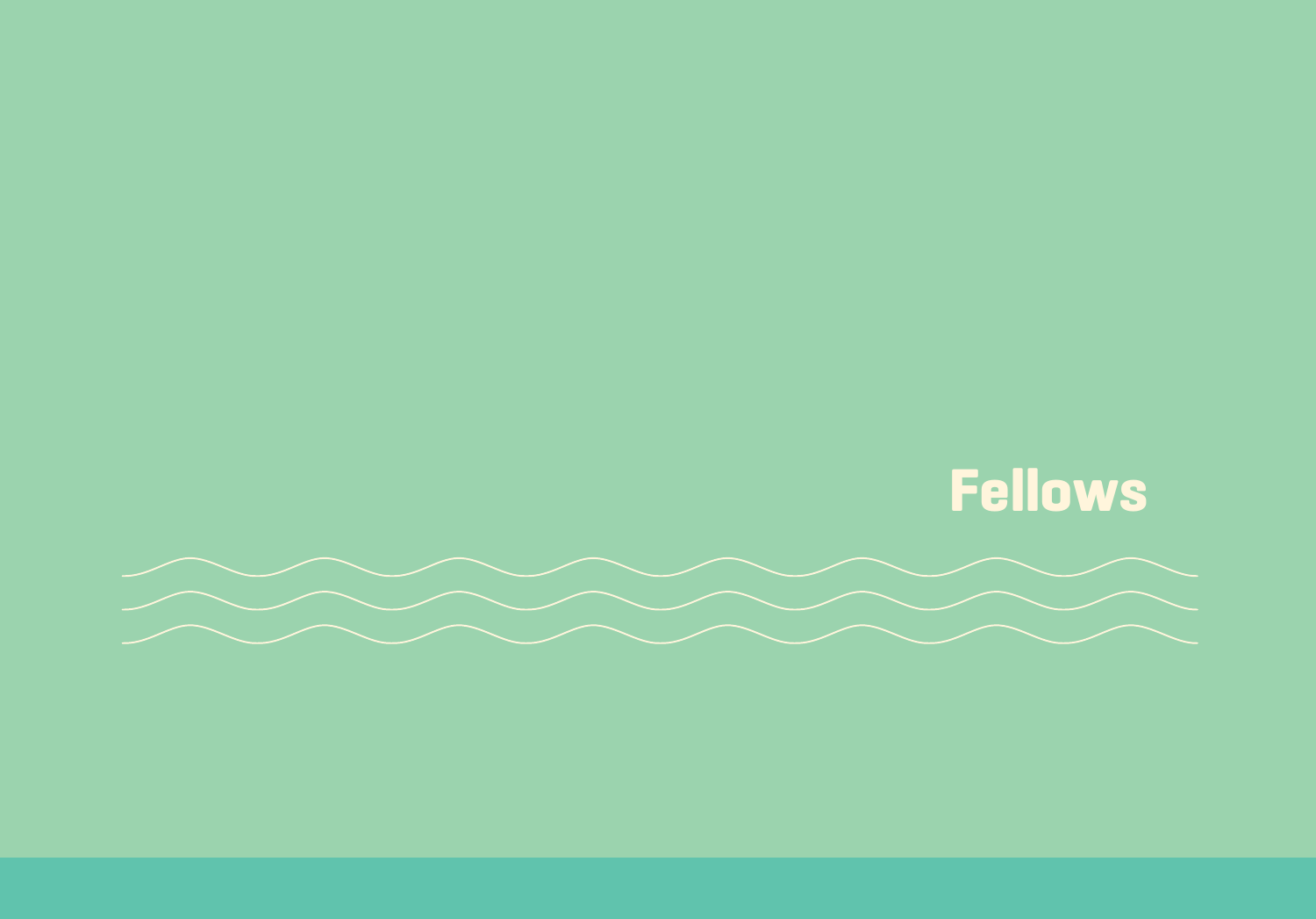# Fellows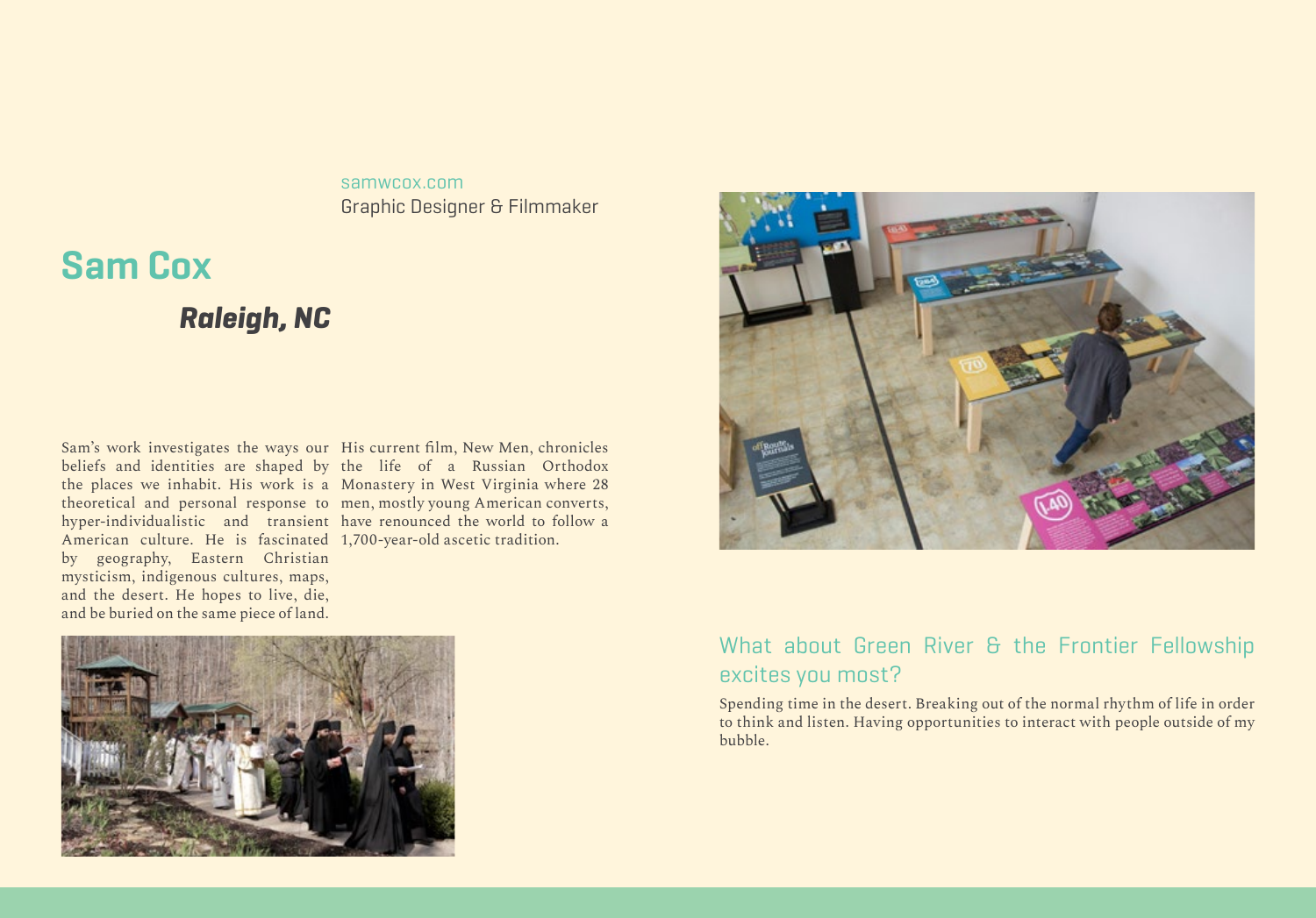samwcox.com

Graphic Designer & Filmmaker

# Sam Cox

### *Raleigh, NC*

Sam's work investigates the ways our beliefs and identities are shaped by the places we inhabit. His work is a theoretical and personal response to hyper-individualistic and transient American culture. He is fascinated by geography, Eastern Christian mysticism, indigenous cultures, maps, and the desert. He hopes to live, die, and be buried on the same piece of land.

His current film, New Men, chronicles the life of a Russian Orthodox Monastery in West Virginia where 28 men, mostly young American converts, have renounced the world to follow a 1,700-year-old ascetic tradition.

## What about Green River & the Frontier Fellowship excites you most?

Spending time in the desert. Breaking out of the normal rhythm of life in order to think and listen. Having opportunities to interact with people outside of my bubble.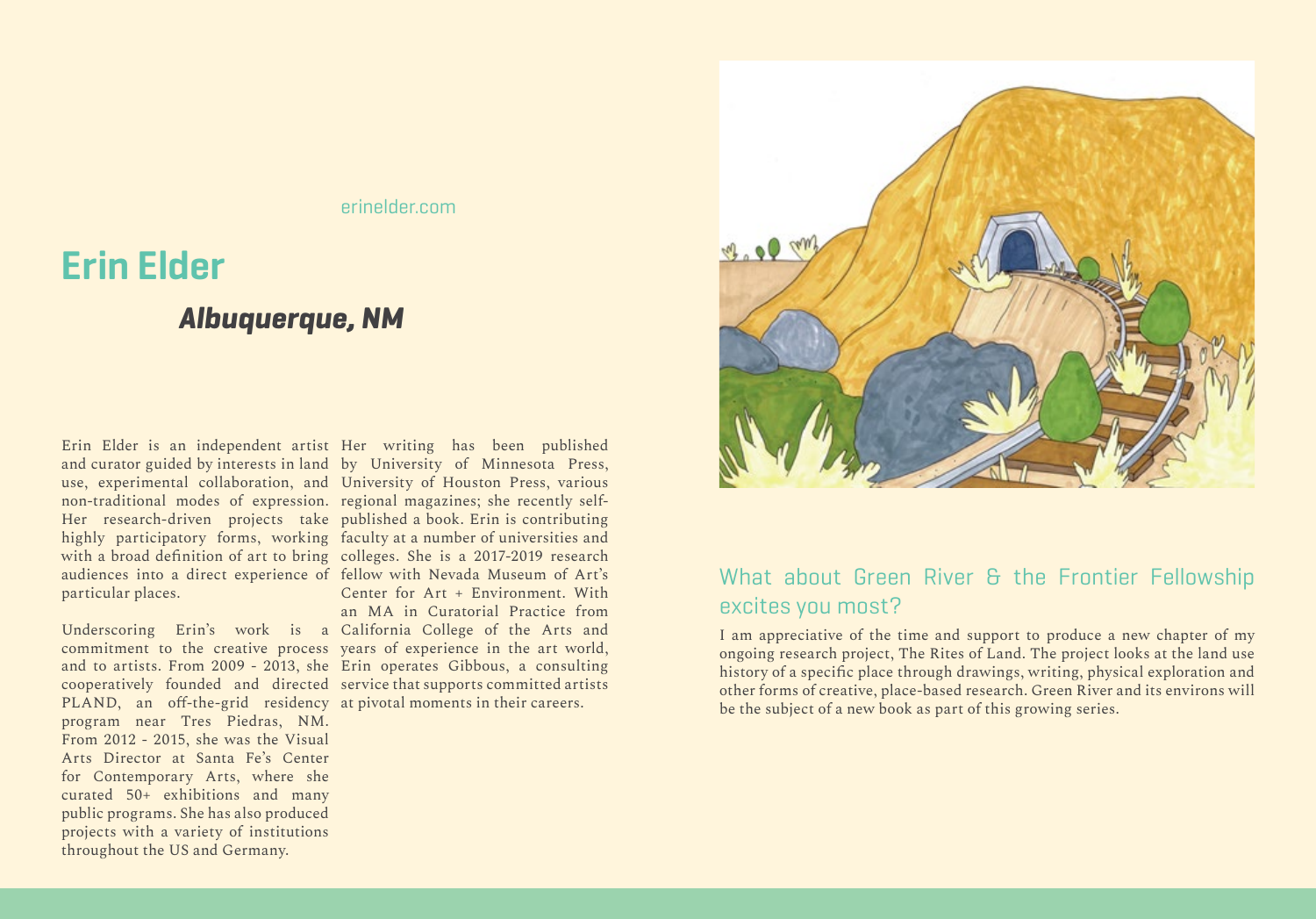erinelder.com

# Erin Elder

## *Albuquerque, NM*

Erin Elder is an independent artist and curator guided by interests in land use, experimental collaboration, and non-traditional modes of expression. Her research-driven projects take highly participatory forms, working with a broad definition of art to bring audiences into a direct experience of particular places.

Underscoring Erin's work is a commitment to the creative process and to artists. From 2009 - 2013, she cooperatively founded and directed PLAND, an off-the-grid residency program near Tres Piedras, NM. From 2012 - 2015, she was the Visual Arts Director at Santa Fe's Center for Contemporary Arts, where she curated 50+ exhibitions and many public programs. She has also produced projects with a variety of institutions throughout the US and Germany.

Her writing has been published by University of Minnesota Press, University of Houston Press, various regional magazines; she recently self-published a book. Erin is contributing faculty at a number of universities and colleges. She is a 2017-2019 research fellow with Nevada Museum of Art's Center for Art + Environment. With an MA in Curatorial Practice from California College of the Arts and years of experience in the art world, Erin operates Gibbous, a consulting service that supports committed artists at pivotal moments in their careers.

### What about Green River & the Frontier Fellowship excites you most?

I am appreciative of the time and support to produce a new chapter of my ongoing research project, The Rites of Land. The project looks at the land use history of a specific place through drawings, writing, physical exploration and other forms of creative, place-based research. Green River and its environs will be the subject of a new book as part of this growing series.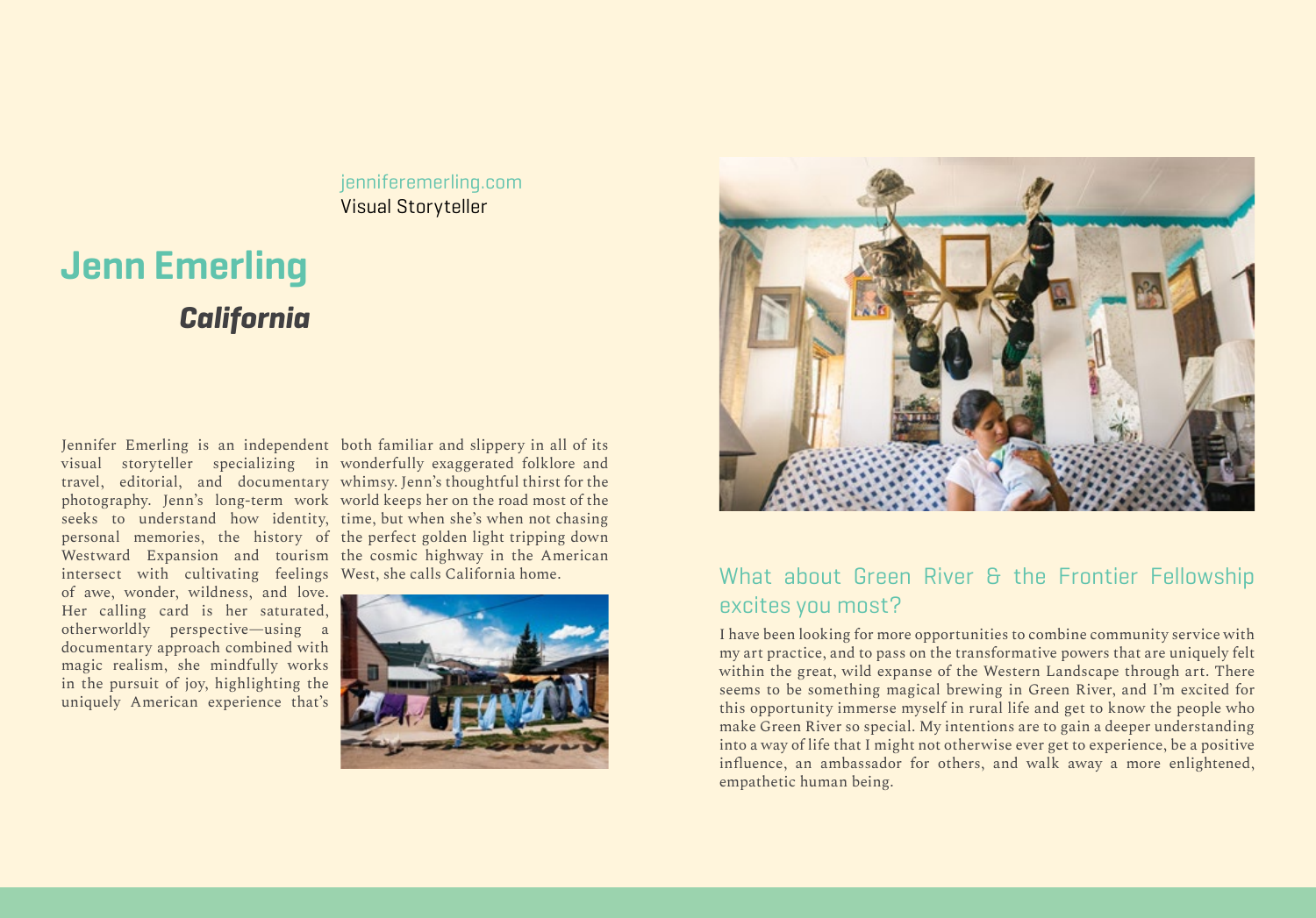jenniferemerling.com
Visual Storyteller

# Jenn Emerling

## *California*

Jennifer Emerling is an independent visual storyteller specializing in travel, editorial, and documentary photography. Jenn's long-term work seeks to understand how identity, personal memories, the history of Westward Expansion and tourism intersect with cultivating feelings of awe, wonder, wildness, and love. Her calling card is her saturated, otherworldly perspective—using a documentary approach combined with magic realism, she mindfully works in the pursuit of joy, highlighting the uniquely American experience that's both familiar and slippery in all of its wonderfully exaggerated folklore and whimsy. Jenn's thoughtful thirst for the world keeps her on the road most of the time, but when she's when not chasing the perfect golden light tripping down the cosmic highway in the American West, she calls California home.

### What about Green River & the Frontier Fellowship excites you most?

I have been looking for more opportunities to combine community service with my art practice, and to pass on the transformative powers that are uniquely felt within the great, wild expanse of the Western Landscape through art. There seems to be something magical brewing in Green River, and I'm excited for this opportunity immerse myself in rural life and get to know the people who make Green River so special. My intentions are to gain a deeper understanding into a way of life that I might not otherwise ever get to experience, be a positive influence, an ambassador for others, and walk away a more enlightened, empathetic human being.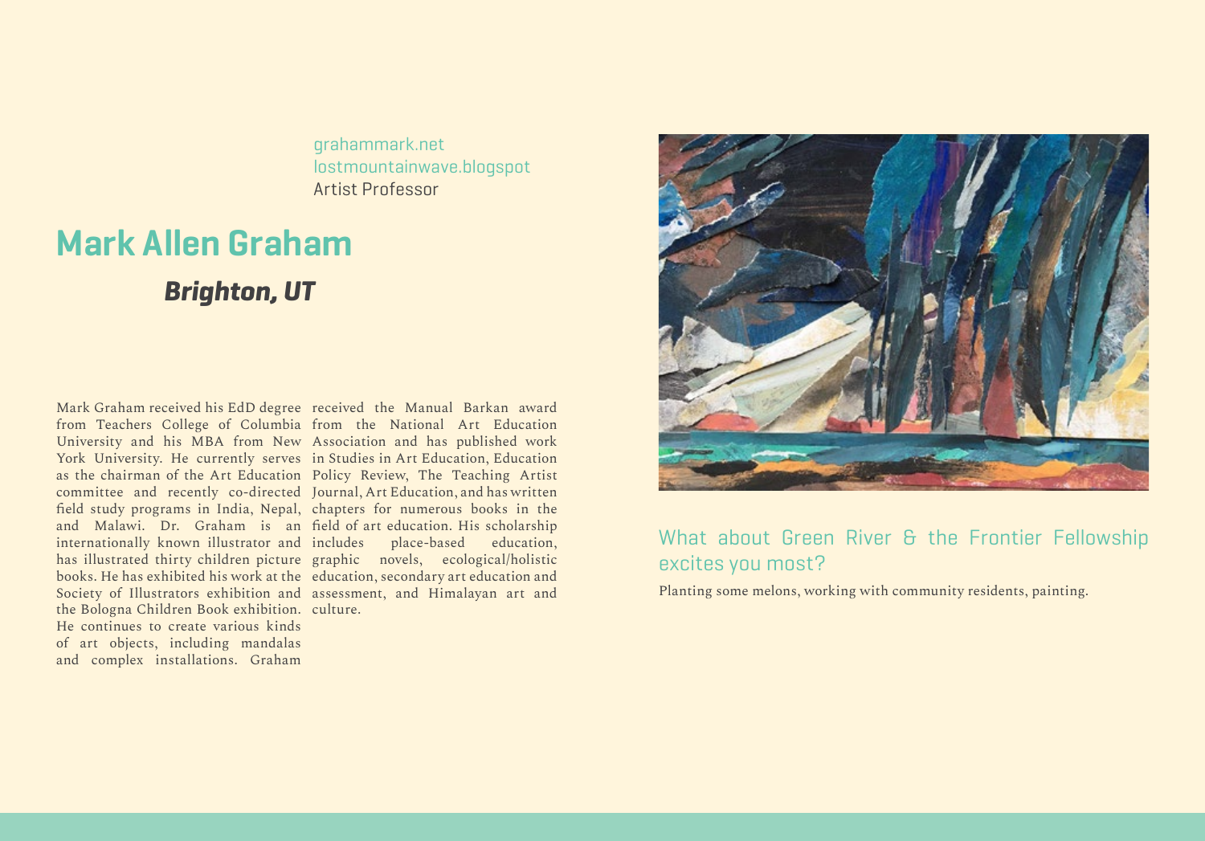grahammark.net
lostmountainwave.blogspot
Artist Professor

# Mark Allen Graham

## *Brighton, UT*

Mark Graham received his EdD degree from Teachers College of Columbia University and his MBA from New York University. He currently serves as the chairman of the Art Education committee and recently co-directed field study programs in India, Nepal, and Malawi. Dr. Graham is an internationally known illustrator and has illustrated thirty children picture books. He has exhibited his work at the Society of Illustrators exhibition and the Bologna Children Book exhibition. He continues to create various kinds of art objects, including mandalas and complex installations. Graham received the Manual Barkan award from the National Art Education Association and has published work in Studies in Art Education, Education Policy Review, The Teaching Artist Journal, Art Education, and has written chapters for numerous books in the field of art education. His scholarship includes place-based education, graphic novels, ecological/holistic education, secondary art education and assessment, and Himalayan art and culture.

### What about Green River & the Frontier Fellowship excites you most?

Planting some melons, working with community residents, painting.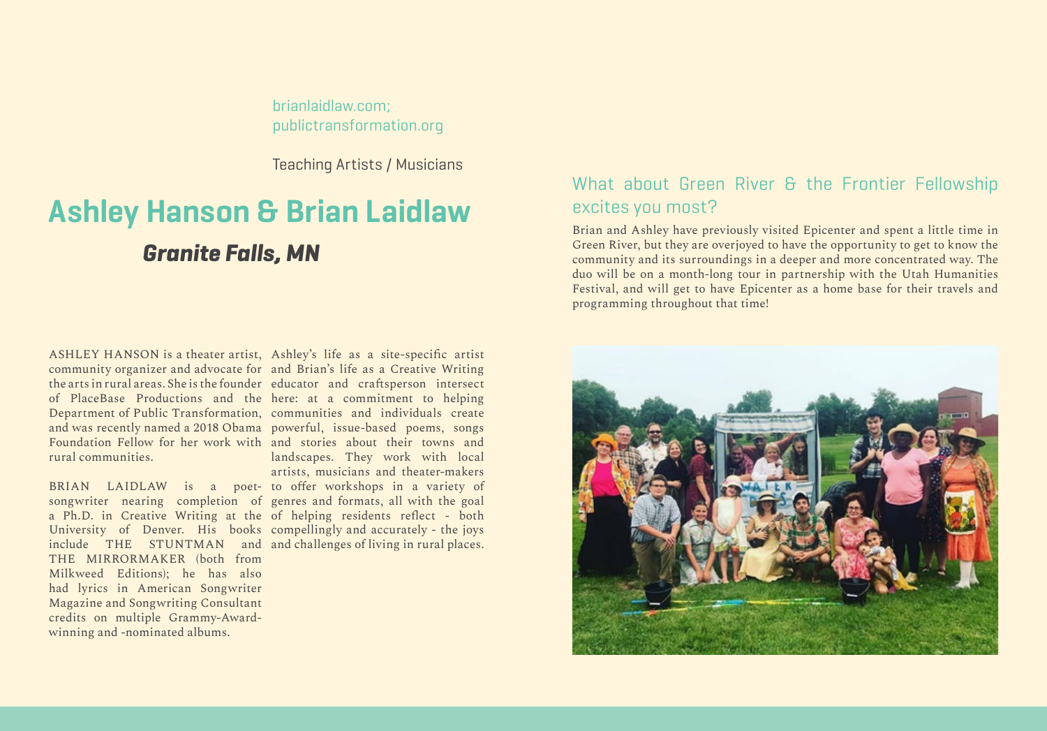brianlaidlaw.com;
publictransformation.org

Teaching Artists / Musicians

# Ashley Hanson & Brian Laidlaw

## *Granite Falls, MN*

ASHLEY HANSON is a theater artist, community organizer and advocate for the arts in rural areas. She is the founder of PlaceBase Productions and the Department of Public Transformation, and was recently named a 2018 Obama Foundation Fellow for her work with rural communities.

BRIAN LAIDLAW is a poet-songwriter nearing completion of a Ph.D. in Creative Writing at the University of Denver. His books include THE STUNTMAN and THE MIRRORMAKER (both from Milkweed Editions); he has also had lyrics in American Songwriter Magazine and Songwriting Consultant credits on multiple Grammy-Award-winning and -nominated albums.

Ashley's life as a site-specific artist and Brian's life as a Creative Writing educator and craftsperson intersect here: at a commitment to helping communities and individuals create powerful, issue-based poems, songs and stories about their towns and landscapes. They work with local artists, musicians and theater-makers to offer workshops in a variety of genres and formats, all with the goal of helping residents reflect - both compellingly and accurately - the joys and challenges of living in rural places.

### What about Green River & the Frontier Fellowship excites you most?

Brian and Ashley have previously visited Epicenter and spent a little time in Green River, but they are overjoyed to have the opportunity to get to know the community and its surroundings in a deeper and more concentrated way. The duo will be on a month-long tour in partnership with the Utah Humanities Festival, and will get to have Epicenter as a home base for their travels and programming throughout that time!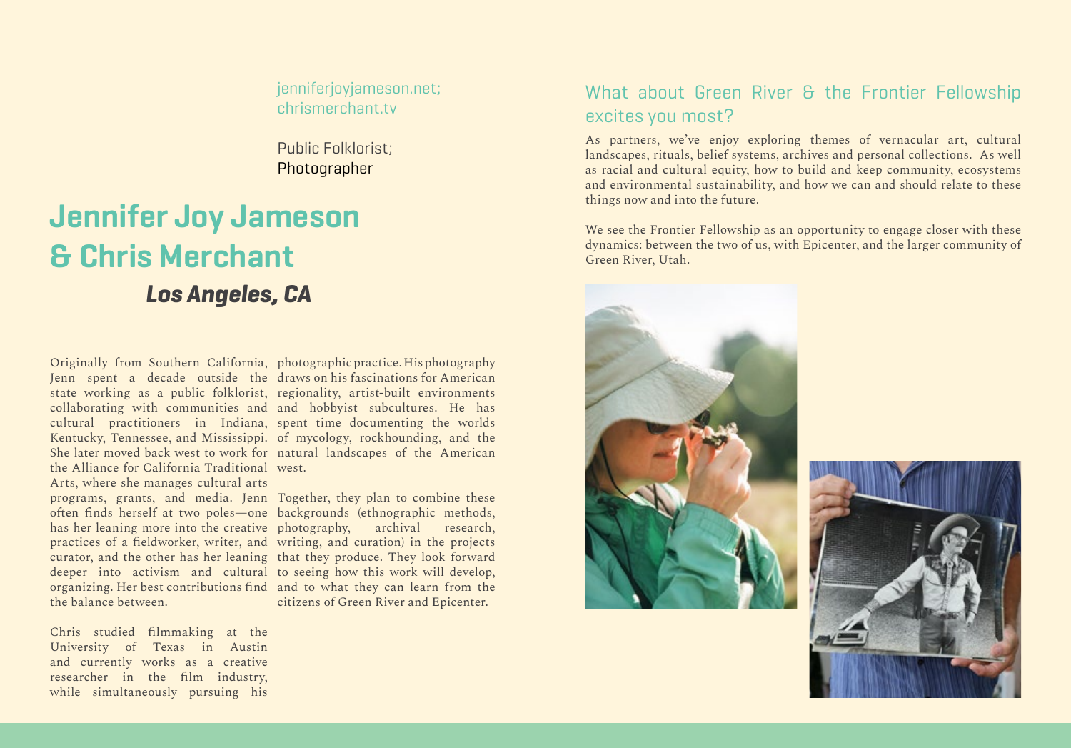jenniferjoyjameson.net;
chrismerchant.tv

Public Folklorist;
Photographer

# Jennifer Joy Jameson & Chris Merchant

### *Los Angeles, CA*

Originally from Southern California, Jenn spent a decade outside the state working as a public folklorist, collaborating with communities and cultural practitioners in Indiana, Kentucky, Tennessee, and Mississippi. She later moved back west to work for the Alliance for California Traditional Arts, where she manages cultural arts programs, grants, and media. Jenn often finds herself at two poles—one has her leaning more into the creative practices of a fieldworker, writer, and curator, and the other has her leaning deeper into activism and cultural organizing. Her best contributions find the balance between.

Chris studied filmmaking at the University of Texas in Austin and currently works as a creative researcher in the film industry, while simultaneously pursuing his photographic practice. His photography draws on his fascinations for American regionality, artist-built environments and hobbyist subcultures. He has spent time documenting the worlds of mycology, rockhounding, and the natural landscapes of the American west.

Together, they plan to combine these backgrounds (ethnographic methods, photography, archival research, writing, and curation) in the projects that they produce. They look forward to seeing how this work will develop, and to what they can learn from the citizens of Green River and Epicenter.

## What about Green River & the Frontier Fellowship excites you most?

As partners, we've enjoy exploring themes of vernacular art, cultural landscapes, rituals, belief systems, archives and personal collections. As well as racial and cultural equity, how to build and keep community, ecosystems and environmental sustainability, and how we can and should relate to these things now and into the future.

We see the Frontier Fellowship as an opportunity to engage closer with these dynamics: between the two of us, with Epicenter, and the larger community of Green River, Utah.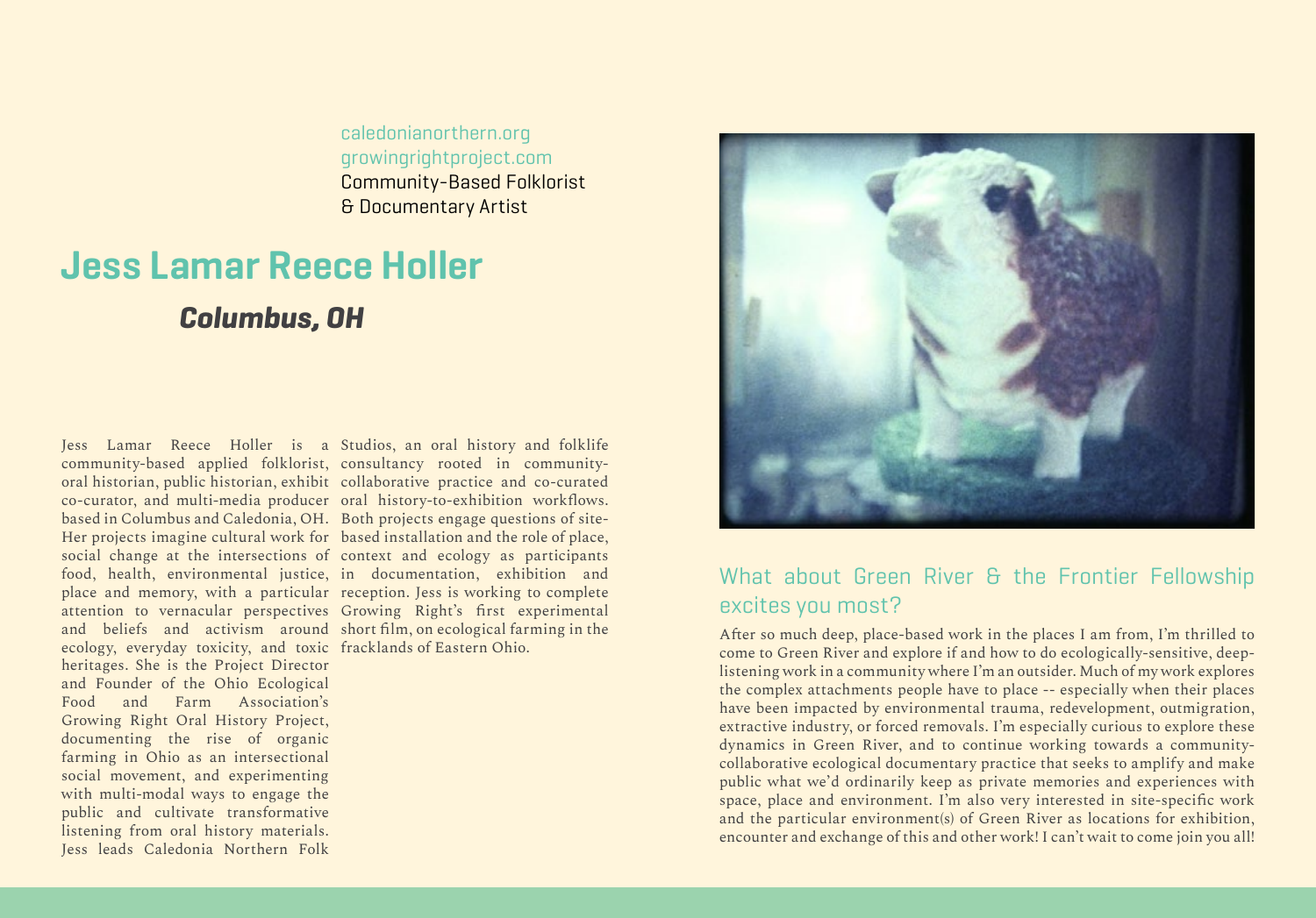caledonianorthern.org
growingrightproject.com
Community-Based Folklorist
& Documentary Artist

# Jess Lamar Reece Holler

## *Columbus, OH*

Jess Lamar Reece Holler is a community-based applied folklorist, oral historian, public historian, exhibit co-curator, and multi-media producer based in Columbus and Caledonia, OH. Her projects imagine cultural work for social change at the intersections of food, health, environmental justice, place and memory, with a particular attention to vernacular perspectives and beliefs and activism around ecology, everyday toxicity, and toxic heritages. She is the Project Director and Founder of the Ohio Ecological Food and Farm Association's Growing Right Oral History Project, documenting the rise of organic farming in Ohio as an intersectional social movement, and experimenting with multi-modal ways to engage the public and cultivate transformative listening from oral history materials. Jess leads Caledonia Northern Folk Studios, an oral history and folklife consultancy rooted in community-collaborative practice and co-curated oral history-to-exhibition workflows. Both projects engage questions of site-based installation and the role of place, context and ecology as participants in documentation, exhibition and reception. Jess is working to complete Growing Right's first experimental short film, on ecological farming in the fracklands of Eastern Ohio.

### What about Green River & the Frontier Fellowship excites you most?

After so much deep, place-based work in the places I am from, I'm thrilled to come to Green River and explore if and how to do ecologically-sensitive, deep-listening work in a community where I'm an outsider. Much of my work explores the complex attachments people have to place -- especially when their places have been impacted by environmental trauma, redevelopment, outmigration, extractive industry, or forced removals. I'm especially curious to explore these dynamics in Green River, and to continue working towards a community-collaborative ecological documentary practice that seeks to amplify and make public what we'd ordinarily keep as private memories and experiences with space, place and environment. I'm also very interested in site-specific work and the particular environment(s) of Green River as locations for exhibition, encounter and exchange of this and other work! I can't wait to come join you all!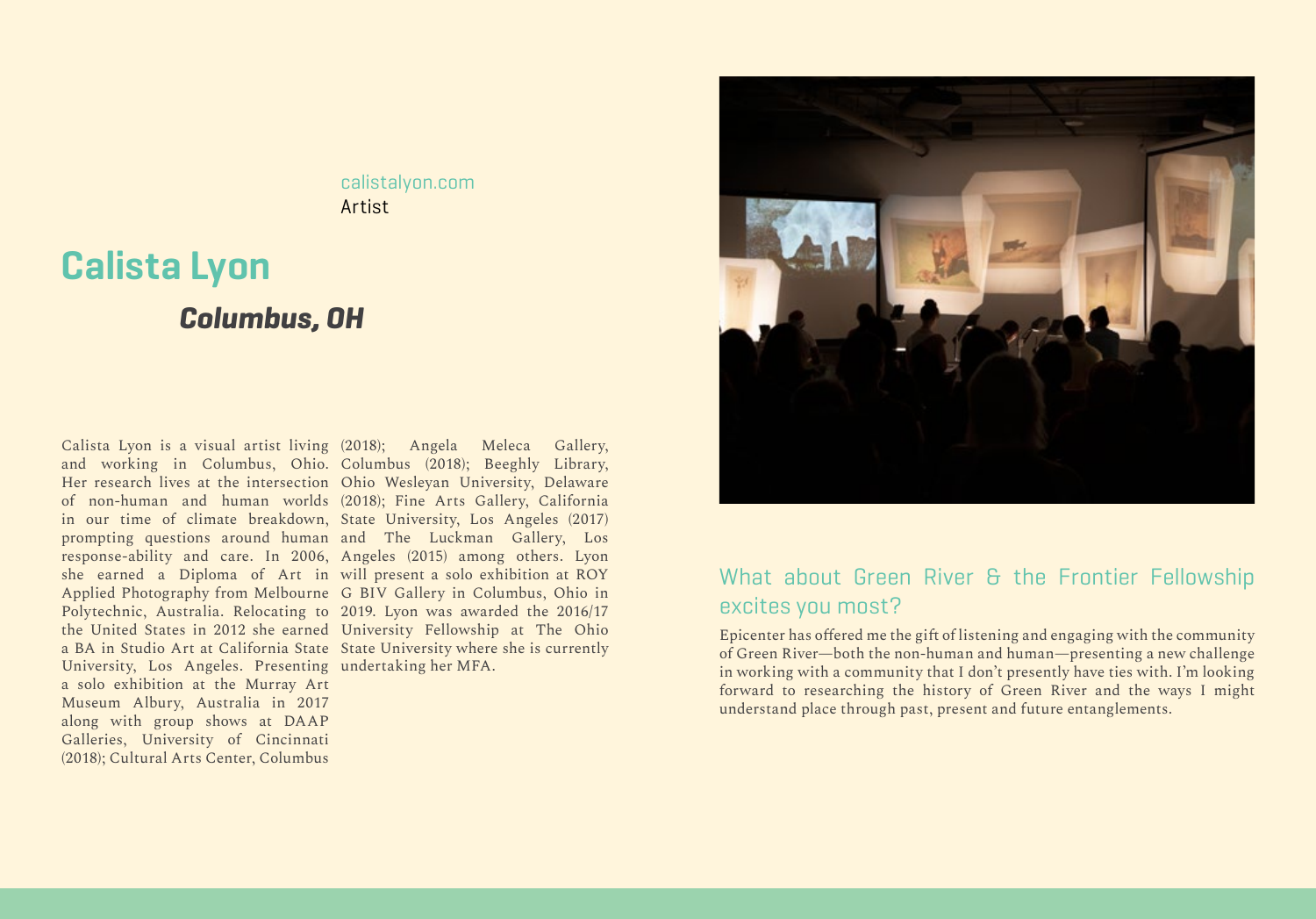calistalyon.com
Artist

# Calista Lyon

## *Columbus, OH*

Calista Lyon is a visual artist living and working in Columbus, Ohio. Her research lives at the intersection of non-human and human worlds in our time of climate breakdown, prompting questions around human response-ability and care. In 2006, she earned a Diploma of Art in Applied Photography from Melbourne Polytechnic, Australia. Relocating to the United States in 2012 she earned a BA in Studio Art at California State University, Los Angeles. Presenting a solo exhibition at the Murray Art Museum Albury, Australia in 2017 along with group shows at DAAP Galleries, University of Cincinnati (2018); Cultural Arts Center, Columbus (2018); Angela Meleca Gallery, Columbus (2018); Beeghly Library, Ohio Wesleyan University, Delaware (2018); Fine Arts Gallery, California State University, Los Angeles (2017) and The Luckman Gallery, Los Angeles (2015) among others. Lyon will present a solo exhibition at ROY G BIV Gallery in Columbus, Ohio in 2019. Lyon was awarded the 2016/17 University Fellowship at The Ohio State University where she is currently undertaking her MFA.

### What about Green River & the Frontier Fellowship excites you most?

Epicenter has offered me the gift of listening and engaging with the community of Green River—both the non-human and human—presenting a new challenge in working with a community that I don't presently have ties with. I'm looking forward to researching the history of Green River and the ways I might understand place through past, present and future entanglements.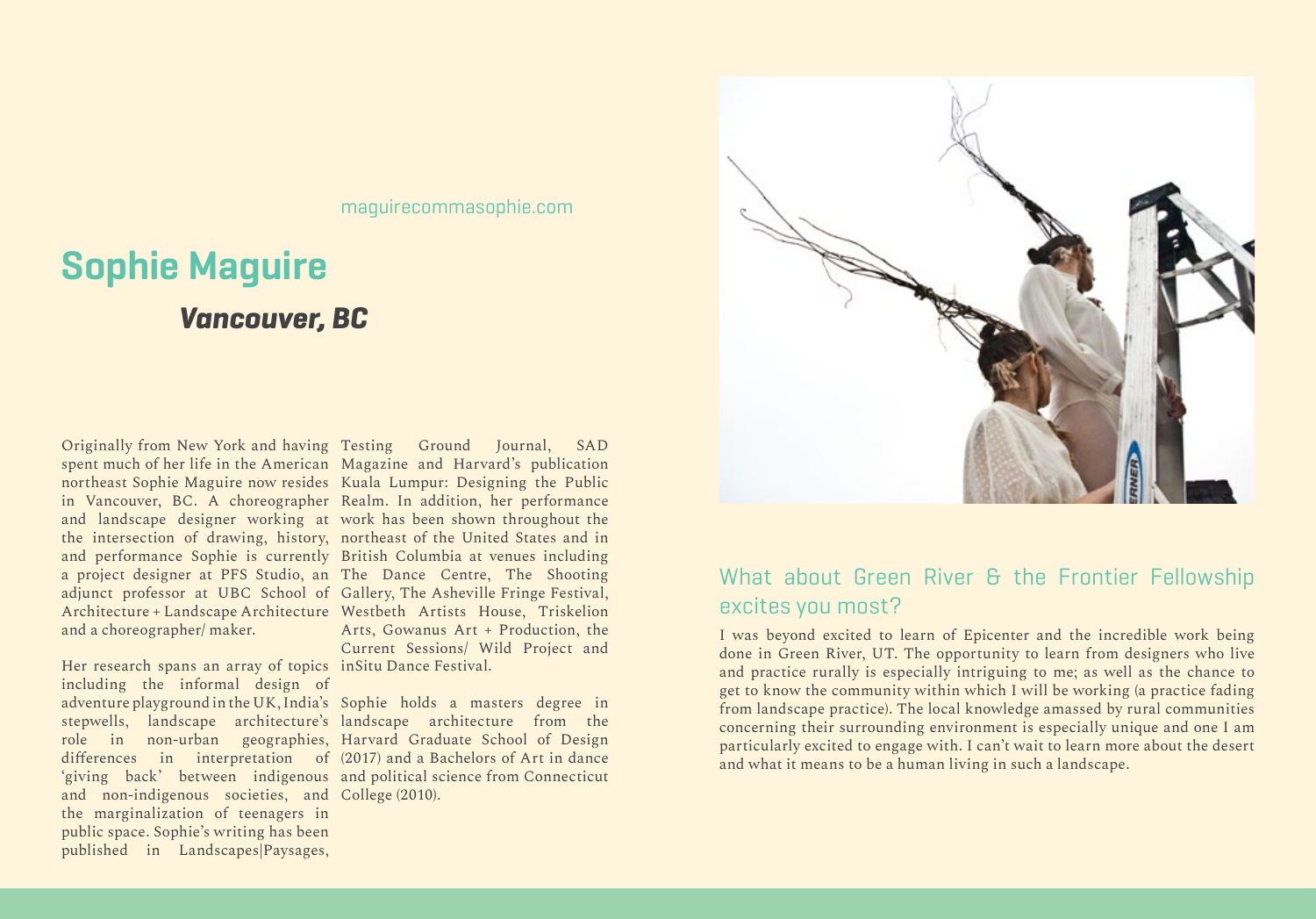maguirecommasophie.com

# Sophie Maguire

### *Vancouver, BC*

Originally from New York and having spent much of her life in the American northeast Sophie Maguire now resides in Vancouver, BC. A choreographer and landscape designer working at the intersection of drawing, history, and performance Sophie is currently a project designer at PFS Studio, an adjunct professor at UBC School of Architecture + Landscape Architecture and a choreographer/ maker.

Her research spans an array of topics including the informal design of adventure playground in the UK, India's stepwells, landscape architecture's role in non-urban geographies, differences in interpretation of 'giving back' between indigenous and non-indigenous societies, and the marginalization of teenagers in public space. Sophie's writing has been published in Landscapes|Paysages, Testing Ground Journal, SAD Magazine and Harvard's publication Kuala Lumpur: Designing the Public Realm. In addition, her performance work has been shown throughout the northeast of the United States and in British Columbia at venues including The Dance Centre, The Shooting Gallery, The Asheville Fringe Festival, Westbeth Artists House, Triskelion Arts, Gowanus Art + Production, the Current Sessions/ Wild Project and inSitu Dance Festival.

Sophie holds a masters degree in landscape architecture from the Harvard Graduate School of Design (2017) and a Bachelors of Art in dance and political science from Connecticut College (2010).

## What about Green River & the Frontier Fellowship excites you most?

I was beyond excited to learn of Epicenter and the incredible work being done in Green River, UT. The opportunity to learn from designers who live and practice rurally is especially intriguing to me; as well as the chance to get to know the community within which I will be working (a practice fading from landscape practice). The local knowledge amassed by rural communities concerning their surrounding environment is especially unique and one I am particularly excited to engage with. I can't wait to learn more about the desert and what it means to be a human living in such a landscape.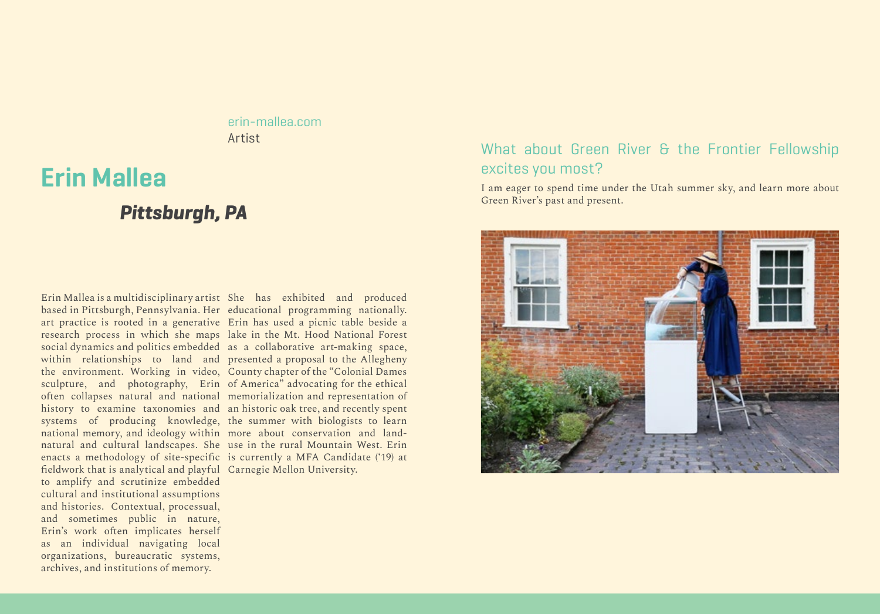erin-mallea.com

Artist

# Erin Mallea

## *Pittsburgh, PA*

Erin Mallea is a multidisciplinary artist based in Pittsburgh, Pennsylvania. Her art practice is rooted in a generative research process in which she maps social dynamics and politics embedded within relationships to land and the environment. Working in video, sculpture, and photography, Erin often collapses natural and national history to examine taxonomies and systems of producing knowledge, national memory, and ideology within natural and cultural landscapes. She enacts a methodology of site-specific fieldwork that is analytical and playful to amplify and scrutinize embedded cultural and institutional assumptions and histories. Contextual, processual, and sometimes public in nature, Erin's work often implicates herself as an individual navigating local organizations, bureaucratic systems, archives, and institutions of memory. She has exhibited and produced educational programming nationally. Erin has used a picnic table beside a lake in the Mt. Hood National Forest as a collaborative art-making space, presented a proposal to the Allegheny County chapter of the "Colonial Dames of America" advocating for the ethical memorialization and representation of an historic oak tree, and recently spent the summer with biologists to learn more about conservation and land-use in the rural Mountain West. Erin is currently a MFA Candidate ('19) at Carnegie Mellon University.

### What about Green River & the Frontier Fellowship excites you most?

I am eager to spend time under the Utah summer sky, and learn more about Green River's past and present.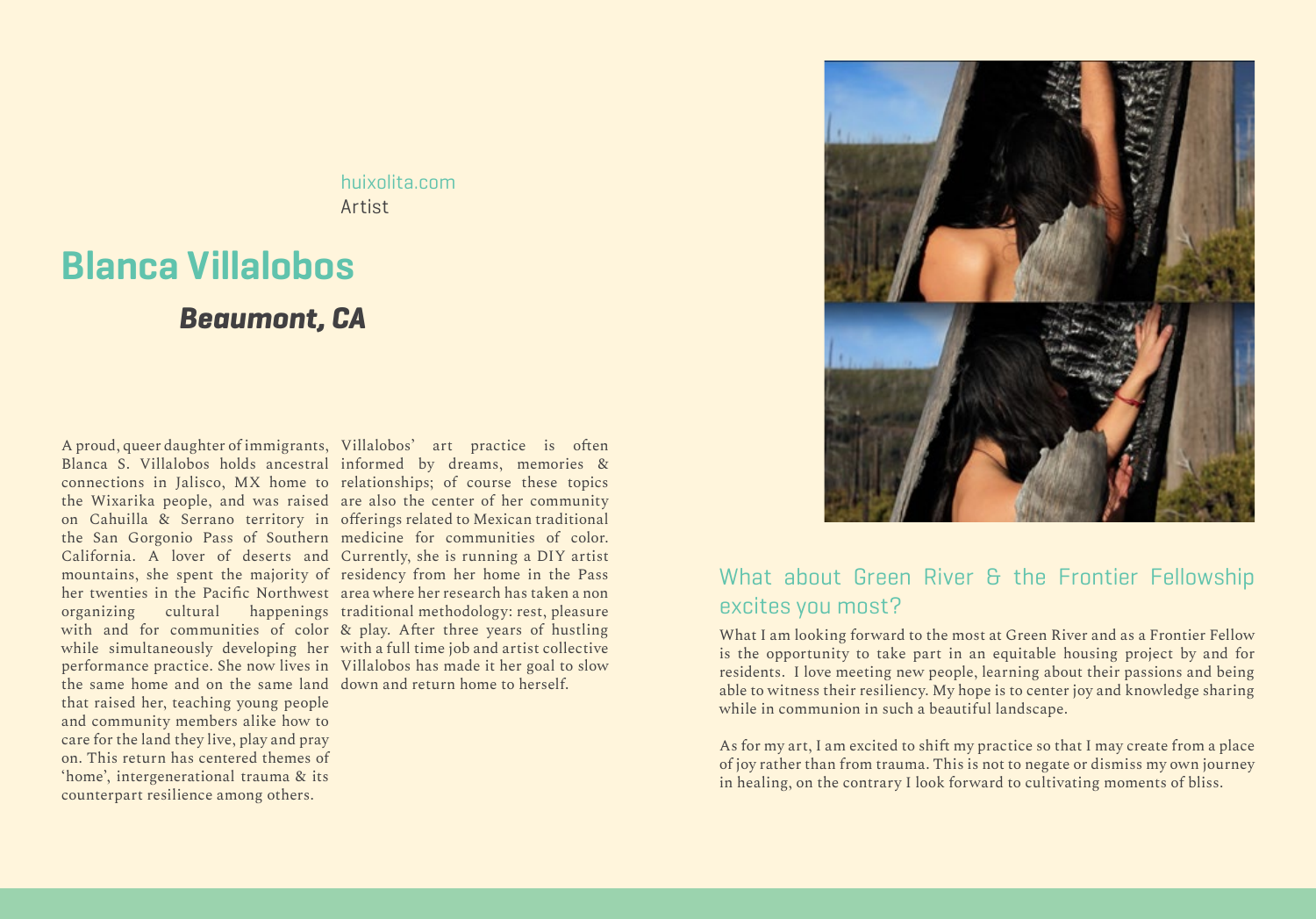huixolita.com
Artist

# Blanca Villalobos

### *Beaumont, CA*

A proud, queer daughter of immigrants, Blanca S. Villalobos holds ancestral connections in Jalisco, MX home to the Wixarika people, and was raised on Cahuilla & Serrano territory in the San Gorgonio Pass of Southern California. A lover of deserts and mountains, she spent the majority of her twenties in the Pacific Northwest organizing cultural happenings with and for communities of color while simultaneously developing her performance practice. She now lives in the same home and on the same land that raised her, teaching young people and community members alike how to care for the land they live, play and pray on. This return has centered themes of 'home', intergenerational trauma & its counterpart resilience among others.

Villalobos' art practice is often informed by dreams, memories & relationships; of course these topics are also the center of her community offerings related to Mexican traditional medicine for communities of color. Currently, she is running a DIY artist residency from her home in the Pass area where her research has taken a non traditional methodology: rest, pleasure & play. After three years of hustling with a full time job and artist collective Villalobos has made it her goal to slow down and return home to herself.

## What about Green River & the Frontier Fellowship excites you most?

What I am looking forward to the most at Green River and as a Frontier Fellow is the opportunity to take part in an equitable housing project by and for residents. I love meeting new people, learning about their passions and being able to witness their resiliency. My hope is to center joy and knowledge sharing while in communion in such a beautiful landscape.

As for my art, I am excited to shift my practice so that I may create from a place of joy rather than from trauma. This is not to negate or dismiss my own journey in healing, on the contrary I look forward to cultivating moments of bliss.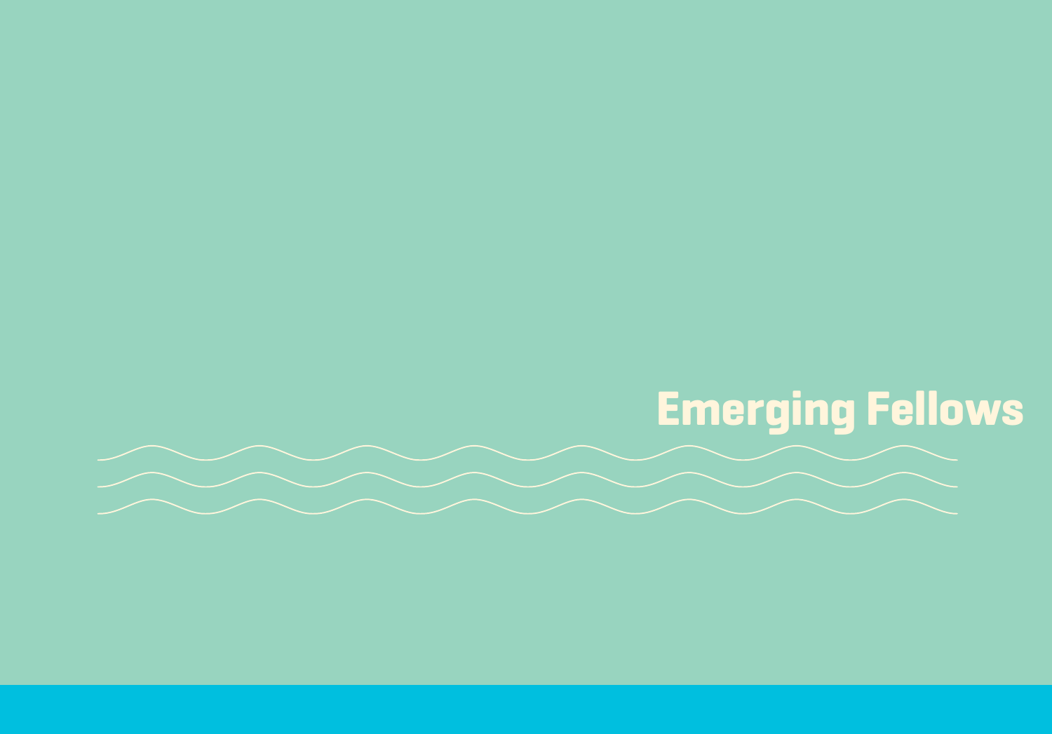# Emerging Fellows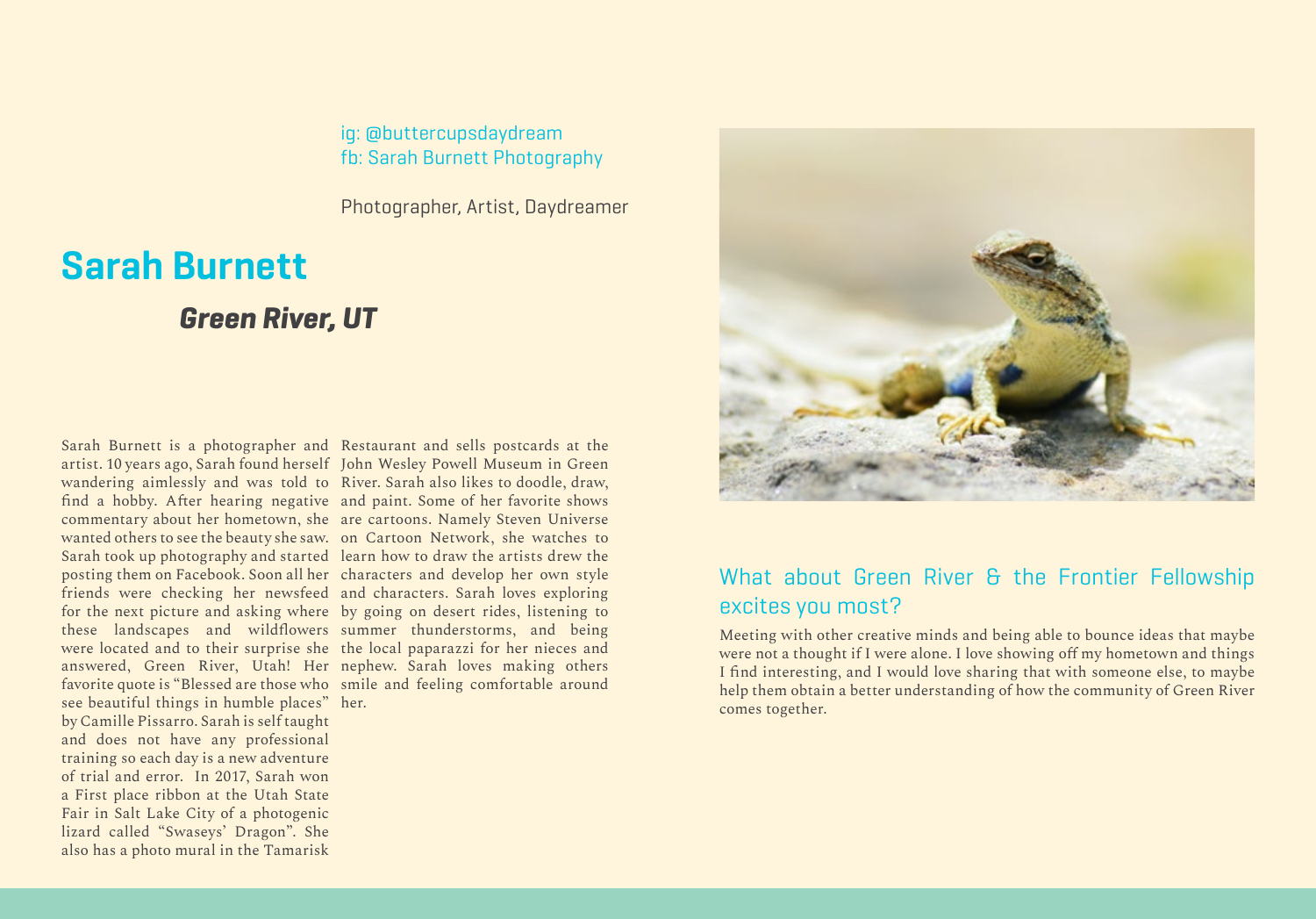ig: @buttercupsdaydream
fb: Sarah Burnett Photography

Photographer, Artist, Daydreamer

# Sarah Burnett

## *Green River, UT*

Sarah Burnett is a photographer and artist. 10 years ago, Sarah found herself wandering aimlessly and was told to find a hobby. After hearing negative commentary about her hometown, she wanted others to see the beauty she saw. Sarah took up photography and started posting them on Facebook. Soon all her friends were checking her newsfeed for the next picture and asking where these landscapes and wildflowers were located and to their surprise she answered, Green River, Utah! Her favorite quote is "Blessed are those who see beautiful things in humble places" by Camille Pissarro. Sarah is self taught and does not have any professional training so each day is a new adventure of trial and error. In 2017, Sarah won a First place ribbon at the Utah State Fair in Salt Lake City of a photogenic lizard called "Swaseys' Dragon". She also has a photo mural in the Tamarisk Restaurant and sells postcards at the John Wesley Powell Museum in Green River. Sarah also likes to doodle, draw, and paint. Some of her favorite shows are cartoons. Namely Steven Universe on Cartoon Network, she watches to learn how to draw the artists drew the characters and develop her own style and characters. Sarah loves exploring by going on desert rides, listening to summer thunderstorms, and being the local paparazzi for her nieces and nephew. Sarah loves making others smile and feeling comfortable around her.

### What about Green River & the Frontier Fellowship excites you most?

Meeting with other creative minds and being able to bounce ideas that maybe were not a thought if I were alone. I love showing off my hometown and things I find interesting, and I would love sharing that with someone else, to maybe help them obtain a better understanding of how the community of Green River comes together.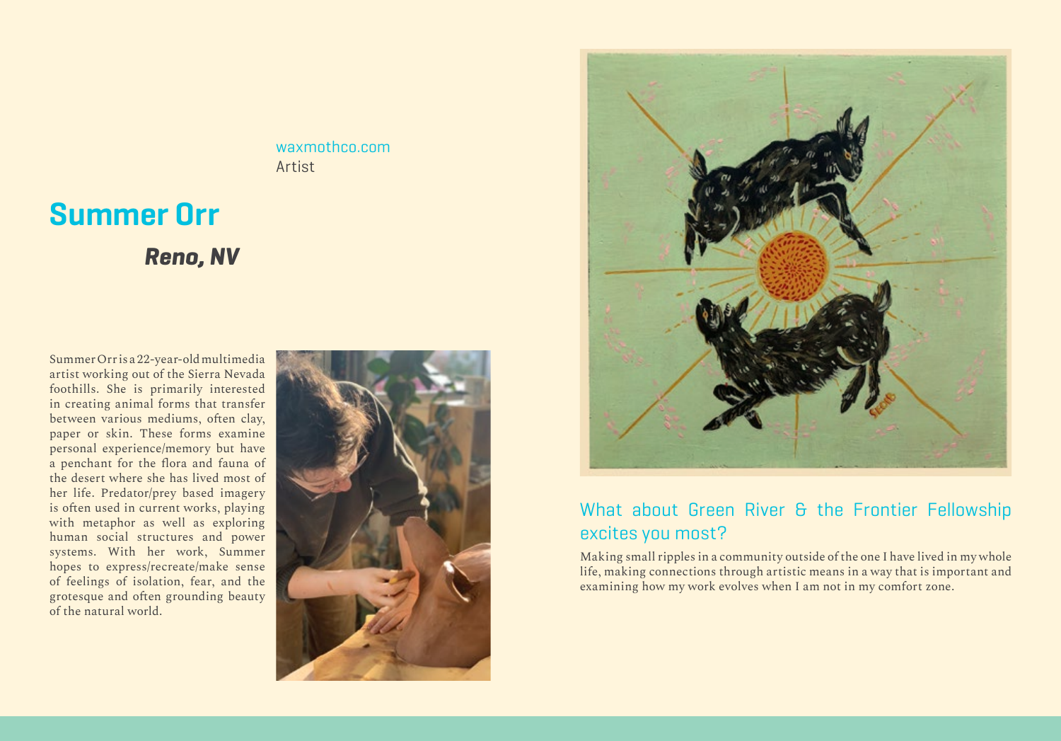waxmothco.com
Artist

# Summer Orr

## *Reno, NV*

Summer Orr is a 22-year-old multimedia artist working out of the Sierra Nevada foothills. She is primarily interested in creating animal forms that transfer between various mediums, often clay, paper or skin. These forms examine personal experience/memory but have a penchant for the flora and fauna of the desert where she has lived most of her life. Predator/prey based imagery is often used in current works, playing with metaphor as well as exploring human social structures and power systems. With her work, Summer hopes to express/recreate/make sense of feelings of isolation, fear, and the grotesque and often grounding beauty of the natural world.

### What about Green River & the Frontier Fellowship excites you most?

Making small ripples in a community outside of the one I have lived in my whole life, making connections through artistic means in a way that is important and examining how my work evolves when I am not in my comfort zone.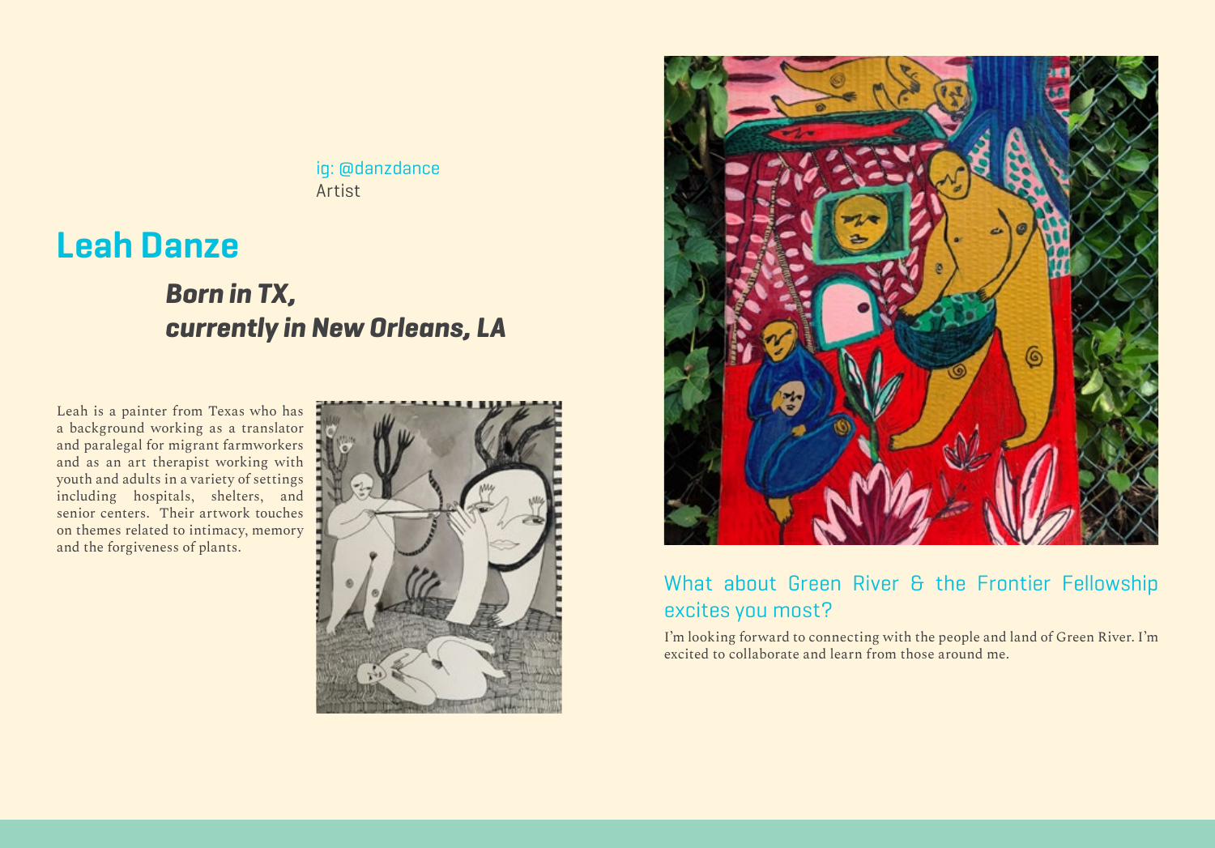ig: @danzdance
Artist

# Leah Danze

### *Born in TX, currently in New Orleans, LA*

Leah is a painter from Texas who has a background working as a translator and paralegal for migrant farmworkers and as an art therapist working with youth and adults in a variety of settings including hospitals, shelters, and senior centers. Their artwork touches on themes related to intimacy, memory and the forgiveness of plants.

## What about Green River & the Frontier Fellowship excites you most?

I'm looking forward to connecting with the people and land of Green River. I'm excited to collaborate and learn from those around me.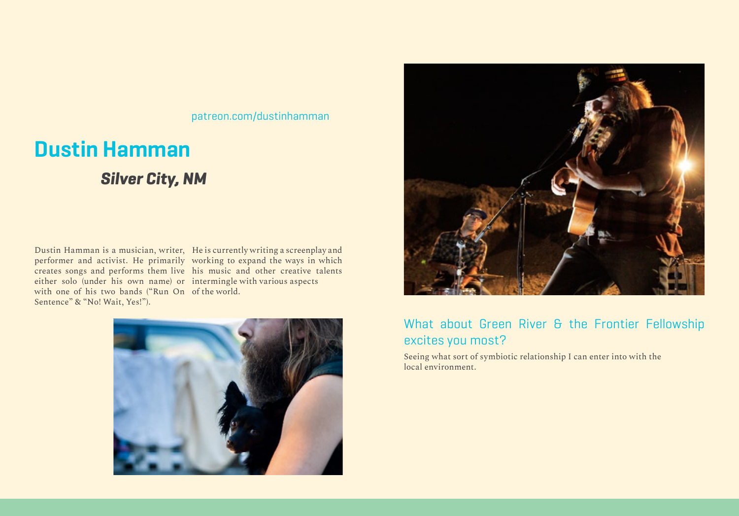patreon.com/dustinhamman

# Dustin Hamman

### *Silver City, NM*

Dustin Hamman is a musician, writer, performer and activist. He primarily creates songs and performs them live either solo (under his own name) or with one of his two bands ("Run On Sentence" & "No! Wait, Yes!"). He is currently writing a screenplay and working to expand the ways in which his music and other creative talents intermingle with various aspects of the world.

## What about Green River & the Frontier Fellowship excites you most?

Seeing what sort of symbiotic relationship I can enter into with the local environment.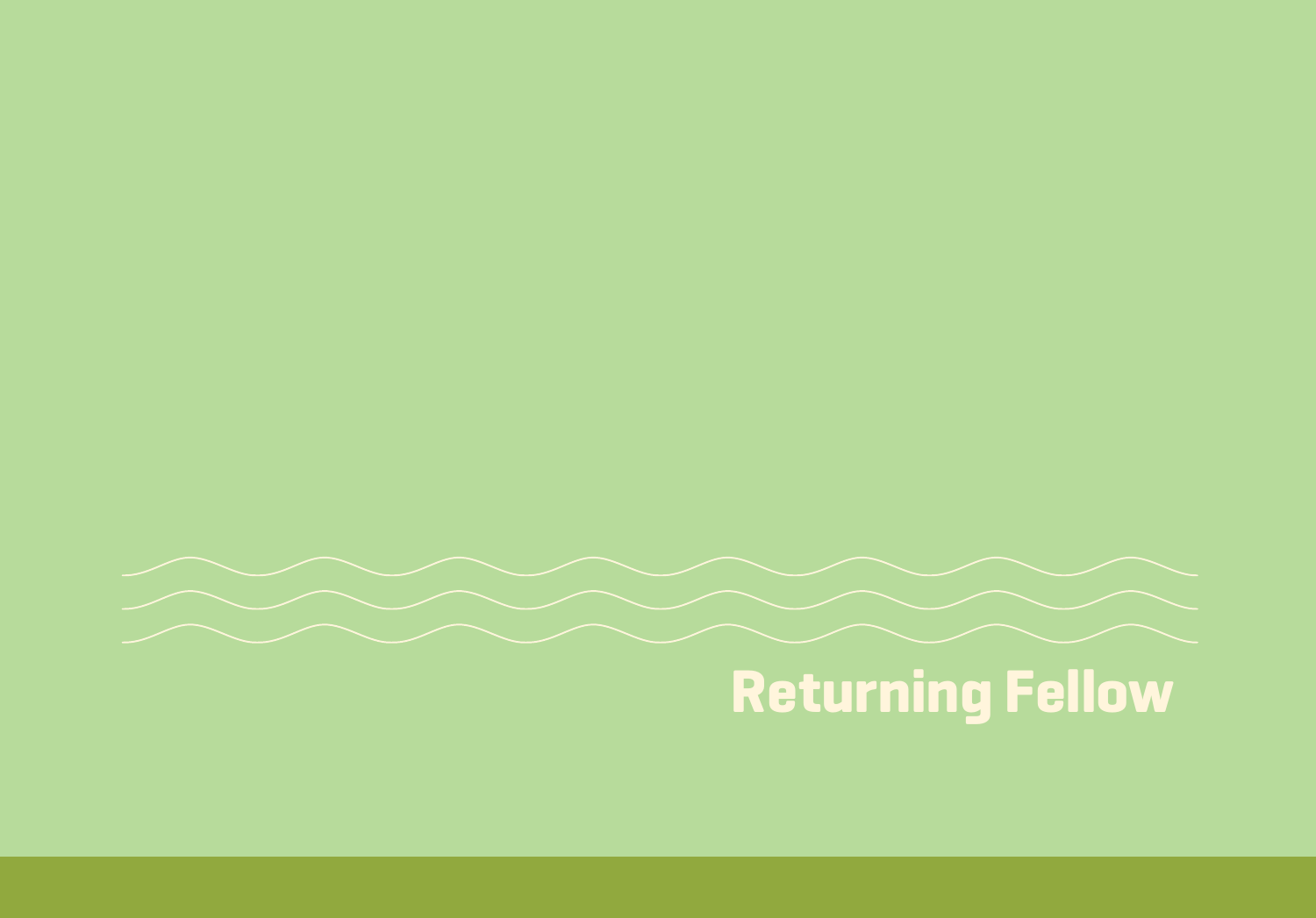# Returning Fellow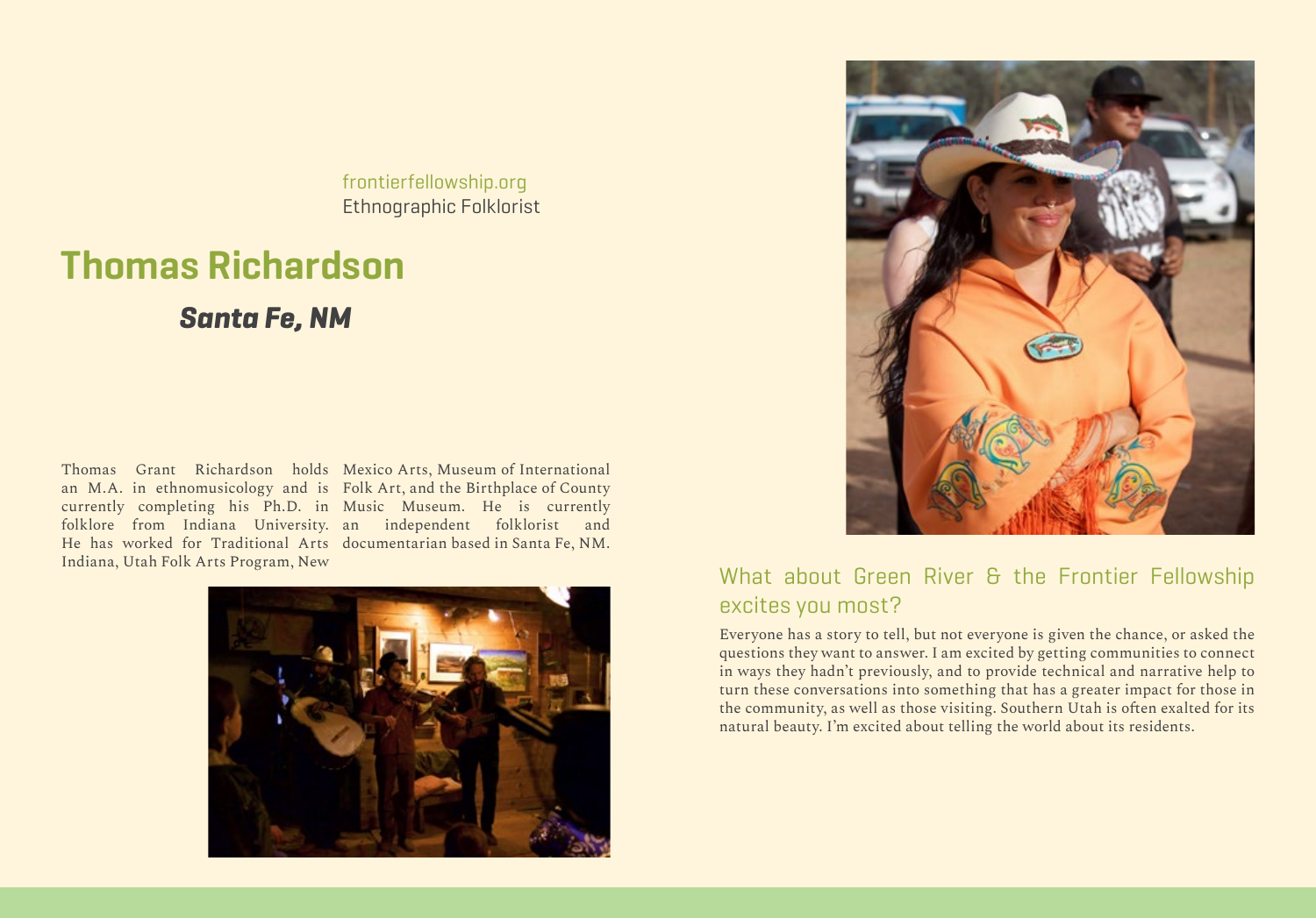frontierfellowship.org
Ethnographic Folklorist

# Thomas Richardson

### *Santa Fe, NM*

Thomas Grant Richardson holds an M.A. in ethnomusicology and is currently completing his Ph.D. in folklore from Indiana University. He has worked for Traditional Arts Indiana, Utah Folk Arts Program, New Mexico Arts, Museum of International Folk Art, and the Birthplace of County Music Museum. He is currently an independent folklorist and documentarian based in Santa Fe, NM.

## What about Green River & the Frontier Fellowship excites you most?

Everyone has a story to tell, but not everyone is given the chance, or asked the questions they want to answer. I am excited by getting communities to connect in ways they hadn't previously, and to provide technical and narrative help to turn these conversations into something that has a greater impact for those in the community, as well as those visiting. Southern Utah is often exalted for its natural beauty. I'm excited about telling the world about its residents.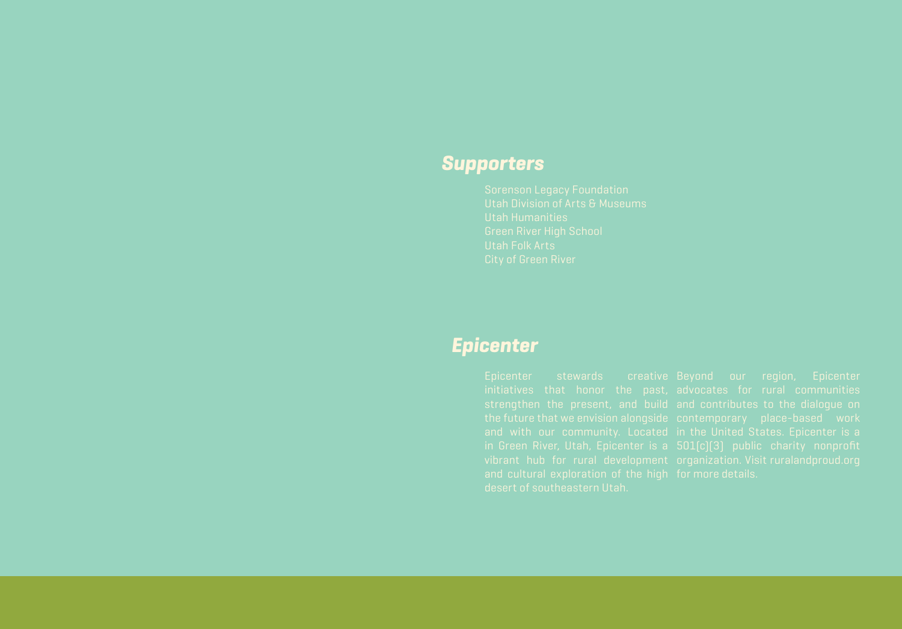## *Supporters*

Sorenson Legacy Foundation
Utah Division of Arts & Museums
Utah Humanities
Green River High School
Utah Folk Arts
City of Green River

## *Epicenter*

Epicenter stewards creative initiatives that honor the past, strengthen the present, and build the future that we envision alongside and with our community. Located in Green River, Utah, Epicenter is a vibrant hub for rural development and cultural exploration of the high desert of southeastern Utah.

Beyond our region, Epicenter advocates for rural communities and contributes to the dialogue on contemporary place-based work in the United States. Epicenter is a 501(c)(3) public charity nonprofit organization. Visit ruralandproud.org for more details.